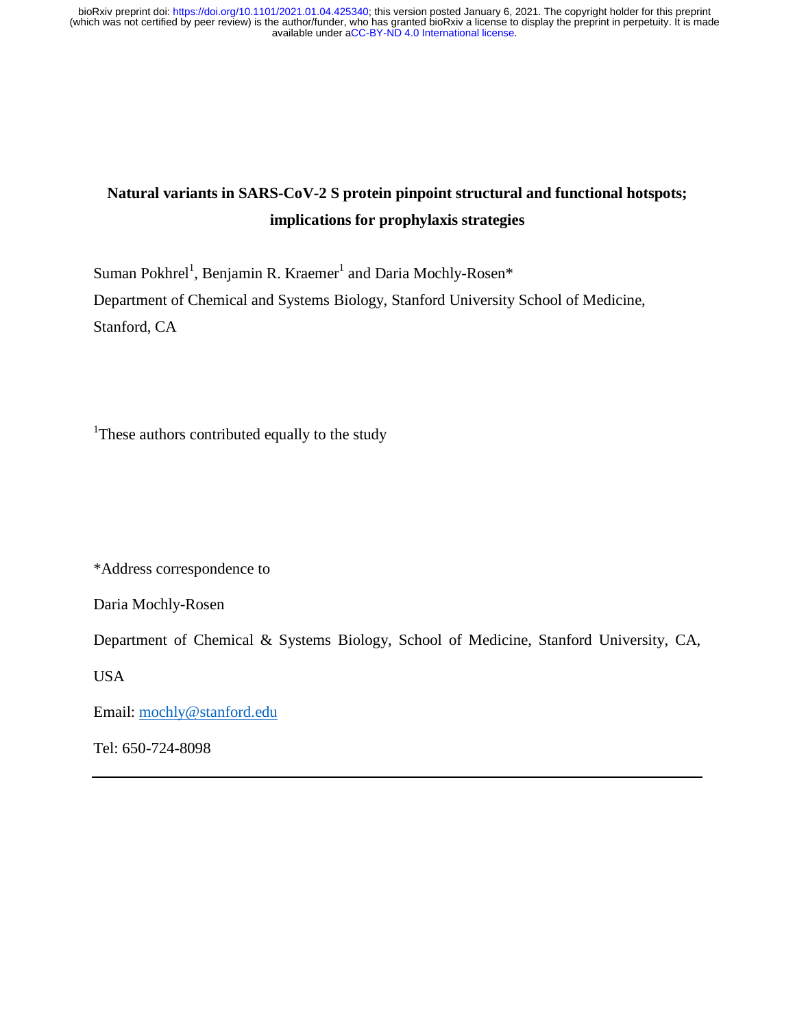# Natural variants in SARS-CoV-2 S protein pinpoint structural and functional hotspots; implications for prophylaxis strategies

Suman Pokhrel[1], Benjamin R. Kraemer[1] and Daria Mochly-Rosen*

Department of Chemical and Systems Biology, Stanford University School of Medicine, Stanford, CA

[1]These authors contributed equally to the study

*Address correspondence to

Daria Mochly-Rosen

Department of Chemical & Systems Biology, School of Medicine, Stanford University, CA, USA

Email: mochly@stanford.edu

Tel: 650-724-8098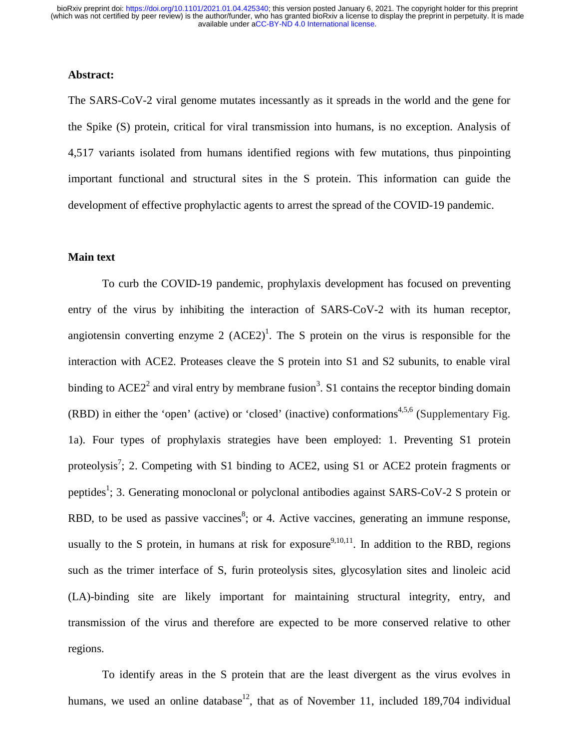**Abstract:**

The SARS-CoV-2 viral genome mutates incessantly as it spreads in the world and the gene for the Spike (S) protein, critical for viral transmission into humans, is no exception. Analysis of 4,517 variants isolated from humans identified regions with few mutations, thus pinpointing important functional and structural sites in the S protein. This information can guide the development of effective prophylactic agents to arrest the spread of the COVID-19 pandemic.

**Main text**

To curb the COVID-19 pandemic, prophylaxis development has focused on preventing entry of the virus by inhibiting the interaction of SARS-CoV-2 with its human receptor, angiotensin converting enzyme 2 (ACE2)[1]. The S protein on the virus is responsible for the interaction with ACE2. Proteases cleave the S protein into S1 and S2 subunits, to enable viral binding to ACE2[2] and viral entry by membrane fusion[3]. S1 contains the receptor binding domain (RBD) in either the 'open' (active) or 'closed' (inactive) conformations[4,5,6] (Supplementary Fig. 1a). Four types of prophylaxis strategies have been employed: 1. Preventing S1 protein proteolysis[7]; 2. Competing with S1 binding to ACE2, using S1 or ACE2 protein fragments or peptides[1]; 3. Generating monoclonal or polyclonal antibodies against SARS-CoV-2 S protein or RBD, to be used as passive vaccines[8]; or 4. Active vaccines, generating an immune response, usually to the S protein, in humans at risk for exposure[9,10,11]. In addition to the RBD, regions such as the trimer interface of S, furin proteolysis sites, glycosylation sites and linoleic acid (LA)-binding site are likely important for maintaining structural integrity, entry, and transmission of the virus and therefore are expected to be more conserved relative to other regions.

To identify areas in the S protein that are the least divergent as the virus evolves in humans, we used an online database[12], that as of November 11, included 189,704 individual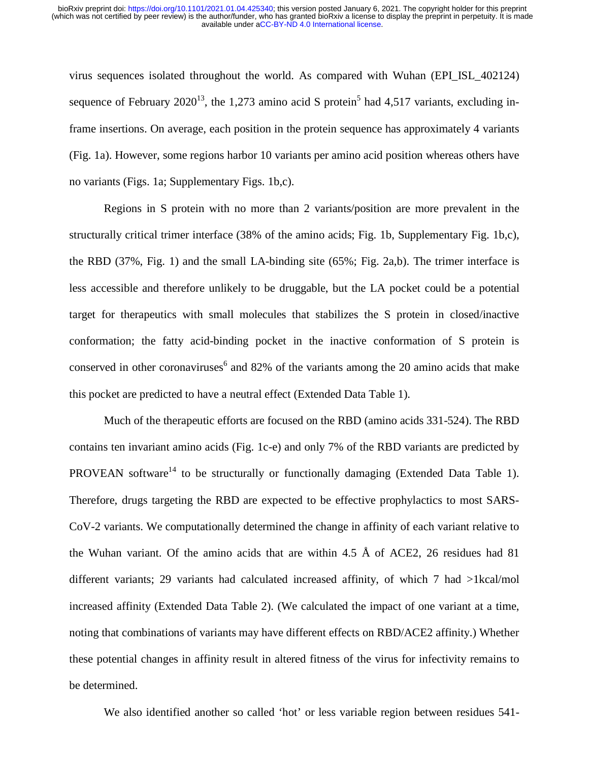virus sequences isolated throughout the world. As compared with Wuhan (EPI_ISL_402124) sequence of February 2020[13], the 1,273 amino acid S protein[5] had 4,517 variants, excluding in-frame insertions. On average, each position in the protein sequence has approximately 4 variants (Fig. 1a). However, some regions harbor 10 variants per amino acid position whereas others have no variants (Figs. 1a; Supplementary Figs. 1b,c).

Regions in S protein with no more than 2 variants/position are more prevalent in the structurally critical trimer interface (38% of the amino acids; Fig. 1b, Supplementary Fig. 1b,c), the RBD (37%, Fig. 1) and the small LA-binding site (65%; Fig. 2a,b). The trimer interface is less accessible and therefore unlikely to be druggable, but the LA pocket could be a potential target for therapeutics with small molecules that stabilizes the S protein in closed/inactive conformation; the fatty acid-binding pocket in the inactive conformation of S protein is conserved in other coronaviruses[6] and 82% of the variants among the 20 amino acids that make this pocket are predicted to have a neutral effect (Extended Data Table 1).

Much of the therapeutic efforts are focused on the RBD (amino acids 331-524). The RBD contains ten invariant amino acids (Fig. 1c-e) and only 7% of the RBD variants are predicted by PROVEAN software[14] to be structurally or functionally damaging (Extended Data Table 1). Therefore, drugs targeting the RBD are expected to be effective prophylactics to most SARS-CoV-2 variants. We computationally determined the change in affinity of each variant relative to the Wuhan variant. Of the amino acids that are within 4.5 Å of ACE2, 26 residues had 81 different variants; 29 variants had calculated increased affinity, of which 7 had >1kcal/mol increased affinity (Extended Data Table 2). (We calculated the impact of one variant at a time, noting that combinations of variants may have different effects on RBD/ACE2 affinity.) Whether these potential changes in affinity result in altered fitness of the virus for infectivity remains to be determined.

We also identified another so called 'hot' or less variable region between residues 541-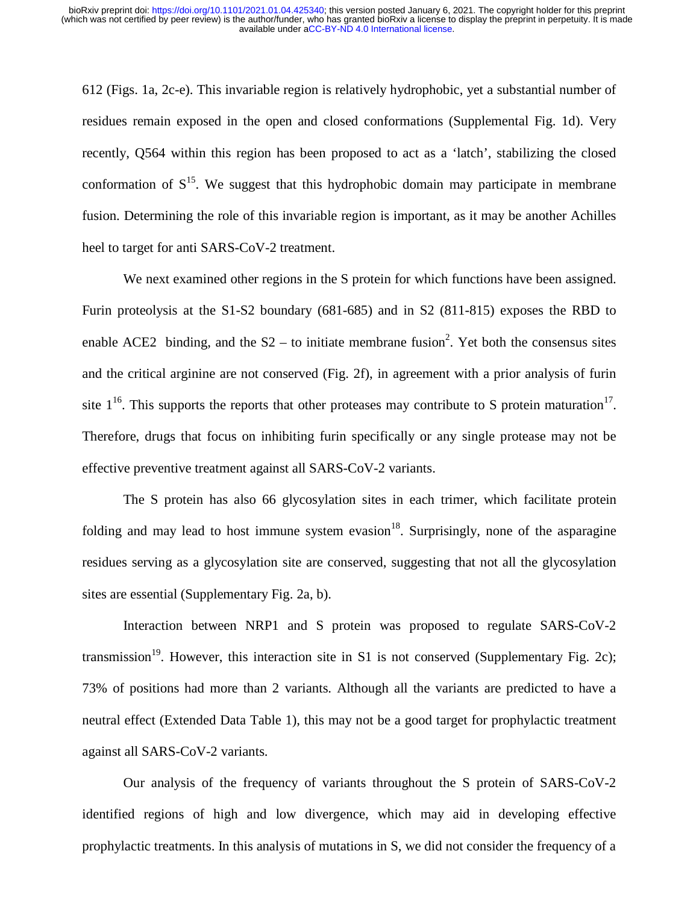612 (Figs. 1a, 2c-e). This invariable region is relatively hydrophobic, yet a substantial number of residues remain exposed in the open and closed conformations (Supplemental Fig. 1d). Very recently, Q564 within this region has been proposed to act as a 'latch', stabilizing the closed conformation of S[15]. We suggest that this hydrophobic domain may participate in membrane fusion. Determining the role of this invariable region is important, as it may be another Achilles heel to target for anti SARS-CoV-2 treatment.

We next examined other regions in the S protein for which functions have been assigned. Furin proteolysis at the S1-S2 boundary (681-685) and in S2 (811-815) exposes the RBD to enable ACE2 binding, and the S2 – to initiate membrane fusion[2]. Yet both the consensus sites and the critical arginine are not conserved (Fig. 2f), in agreement with a prior analysis of furin site 1[16]. This supports the reports that other proteases may contribute to S protein maturation[17]. Therefore, drugs that focus on inhibiting furin specifically or any single protease may not be effective preventive treatment against all SARS-CoV-2 variants.

The S protein has also 66 glycosylation sites in each trimer, which facilitate protein folding and may lead to host immune system evasion[18]. Surprisingly, none of the asparagine residues serving as a glycosylation site are conserved, suggesting that not all the glycosylation sites are essential (Supplementary Fig. 2a, b).

Interaction between NRP1 and S protein was proposed to regulate SARS-CoV-2 transmission[19]. However, this interaction site in S1 is not conserved (Supplementary Fig. 2c); 73% of positions had more than 2 variants. Although all the variants are predicted to have a neutral effect (Extended Data Table 1), this may not be a good target for prophylactic treatment against all SARS-CoV-2 variants.

Our analysis of the frequency of variants throughout the S protein of SARS-CoV-2 identified regions of high and low divergence, which may aid in developing effective prophylactic treatments. In this analysis of mutations in S, we did not consider the frequency of a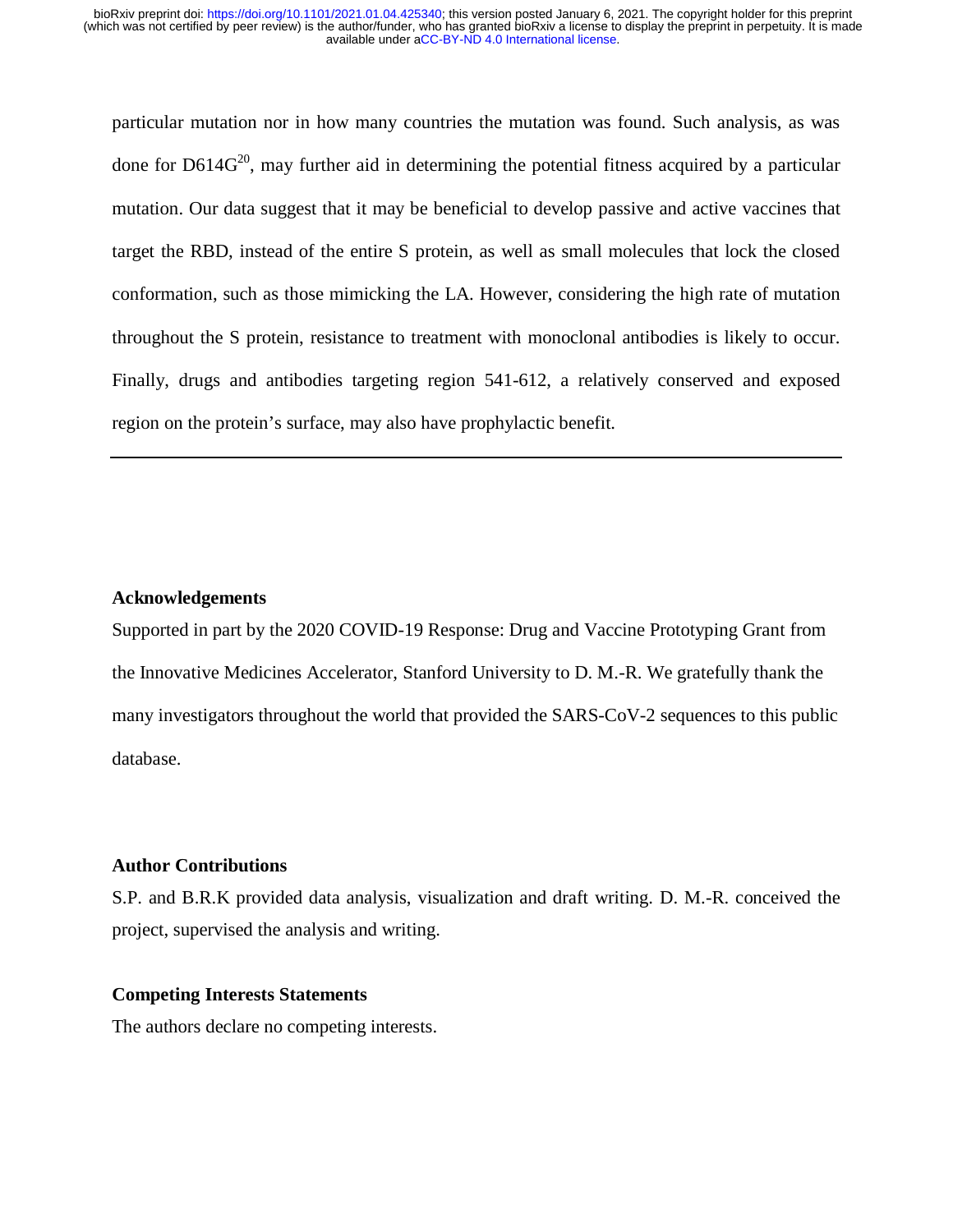particular mutation nor in how many countries the mutation was found. Such analysis, as was done for D614G[20], may further aid in determining the potential fitness acquired by a particular mutation. Our data suggest that it may be beneficial to develop passive and active vaccines that target the RBD, instead of the entire S protein, as well as small molecules that lock the closed conformation, such as those mimicking the LA. However, considering the high rate of mutation throughout the S protein, resistance to treatment with monoclonal antibodies is likely to occur. Finally, drugs and antibodies targeting region 541-612, a relatively conserved and exposed region on the protein's surface, may also have prophylactic benefit.

---

## Acknowledgements

Supported in part by the 2020 COVID-19 Response: Drug and Vaccine Prototyping Grant from the Innovative Medicines Accelerator, Stanford University to D. M.-R. We gratefully thank the many investigators throughout the world that provided the SARS-CoV-2 sequences to this public database.

## Author Contributions

S.P. and B.R.K provided data analysis, visualization and draft writing. D. M.-R. conceived the project, supervised the analysis and writing.

## Competing Interests Statements

The authors declare no competing interests.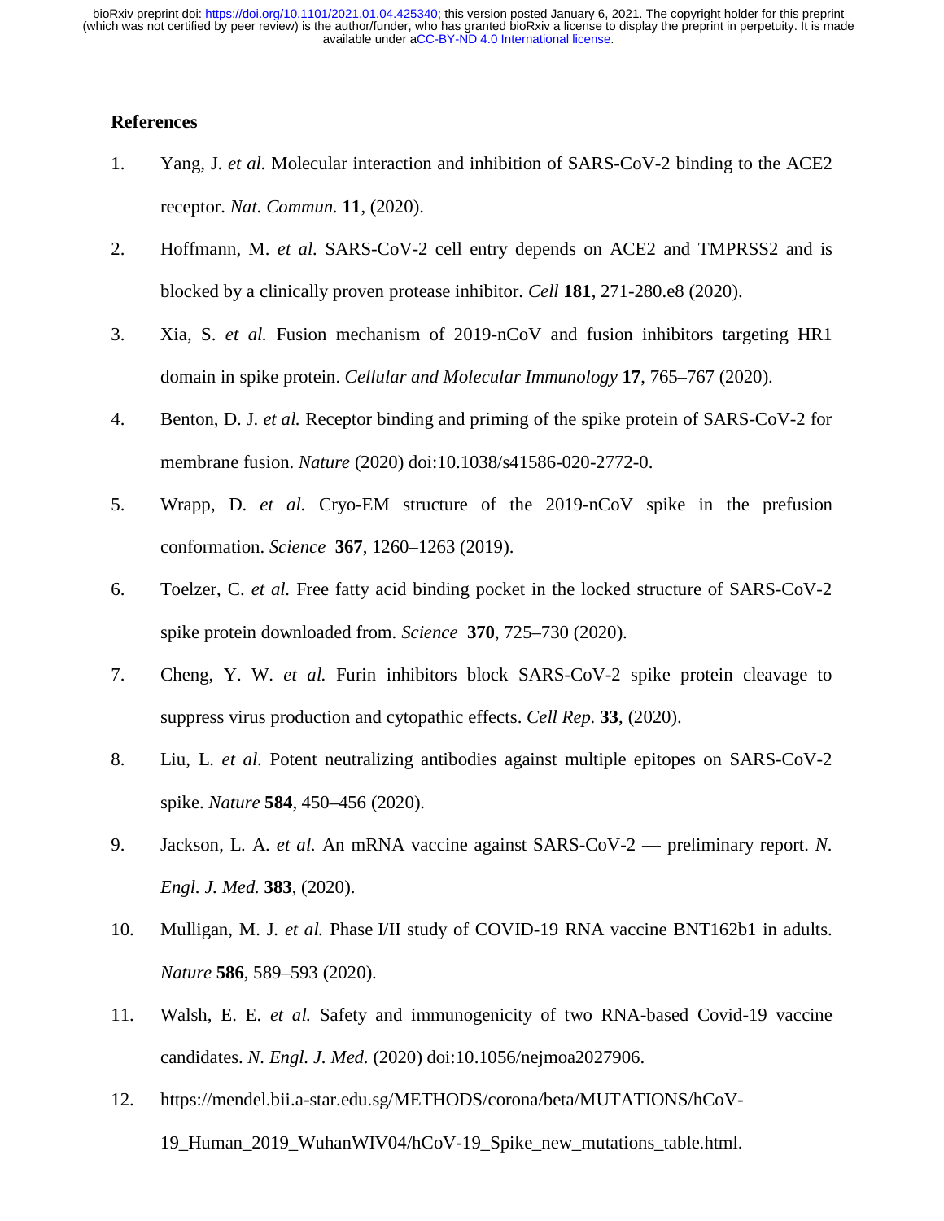## References

1. Yang, J. *et al.* Molecular interaction and inhibition of SARS-CoV-2 binding to the ACE2 receptor. *Nat. Commun.* **11**, (2020).
2. Hoffmann, M. *et al.* SARS-CoV-2 cell entry depends on ACE2 and TMPRSS2 and is blocked by a clinically proven protease inhibitor. *Cell* **181**, 271-280.e8 (2020).
3. Xia, S. *et al.* Fusion mechanism of 2019-nCoV and fusion inhibitors targeting HR1 domain in spike protein. *Cellular and Molecular Immunology* **17**, 765–767 (2020).
4. Benton, D. J. *et al.* Receptor binding and priming of the spike protein of SARS-CoV-2 for membrane fusion. *Nature* (2020) doi:10.1038/s41586-020-2772-0.
5. Wrapp, D. *et al.* Cryo-EM structure of the 2019-nCoV spike in the prefusion conformation. *Science* **367**, 1260–1263 (2019).
6. Toelzer, C. *et al.* Free fatty acid binding pocket in the locked structure of SARS-CoV-2 spike protein downloaded from. *Science* **370**, 725–730 (2020).
7. Cheng, Y. W. *et al.* Furin inhibitors block SARS-CoV-2 spike protein cleavage to suppress virus production and cytopathic effects. *Cell Rep.* **33**, (2020).
8. Liu, L. *et al.* Potent neutralizing antibodies against multiple epitopes on SARS-CoV-2 spike. *Nature* **584**, 450–456 (2020).
9. Jackson, L. A. *et al.* An mRNA vaccine against SARS-CoV-2 — preliminary report. *N. Engl. J. Med.* **383**, (2020).
10. Mulligan, M. J. *et al.* Phase I/II study of COVID-19 RNA vaccine BNT162b1 in adults. *Nature* **586**, 589–593 (2020).
11. Walsh, E. E. *et al.* Safety and immunogenicity of two RNA-based Covid-19 vaccine candidates. *N. Engl. J. Med.* (2020) doi:10.1056/nejmoa2027906.
12. https://mendel.bii.a-star.edu.sg/METHODS/corona/beta/MUTATIONS/hCoV-19_Human_2019_WuhanWIV04/hCoV-19_Spike_new_mutations_table.html.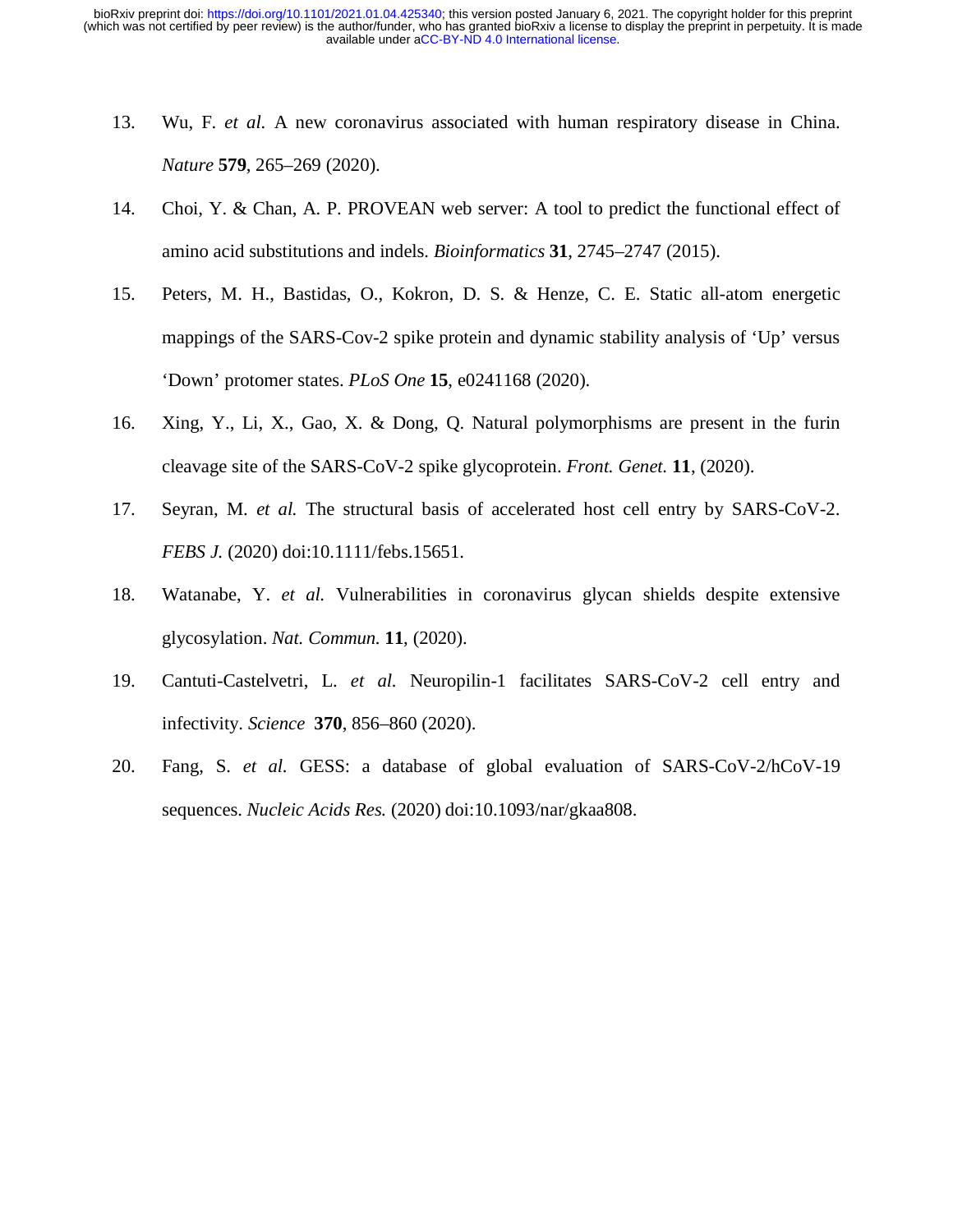13. Wu, F. *et al.* A new coronavirus associated with human respiratory disease in China. *Nature* **579**, 265–269 (2020).
14. Choi, Y. & Chan, A. P. PROVEAN web server: A tool to predict the functional effect of amino acid substitutions and indels. *Bioinformatics* **31**, 2745–2747 (2015).
15. Peters, M. H., Bastidas, O., Kokron, D. S. & Henze, C. E. Static all-atom energetic mappings of the SARS-Cov-2 spike protein and dynamic stability analysis of 'Up' versus 'Down' protomer states. *PLoS One* **15**, e0241168 (2020).
16. Xing, Y., Li, X., Gao, X. & Dong, Q. Natural polymorphisms are present in the furin cleavage site of the SARS-CoV-2 spike glycoprotein. *Front. Genet.* **11**, (2020).
17. Seyran, M. *et al.* The structural basis of accelerated host cell entry by SARS-CoV-2. *FEBS J.* (2020) doi:10.1111/febs.15651.
18. Watanabe, Y. *et al.* Vulnerabilities in coronavirus glycan shields despite extensive glycosylation. *Nat. Commun.* **11**, (2020).
19. Cantuti-Castelvetri, L. *et al.* Neuropilin-1 facilitates SARS-CoV-2 cell entry and infectivity. *Science* **370**, 856–860 (2020).
20. Fang, S. *et al.* GESS: a database of global evaluation of SARS-CoV-2/hCoV-19 sequences. *Nucleic Acids Res.* (2020) doi:10.1093/nar/gkaa808.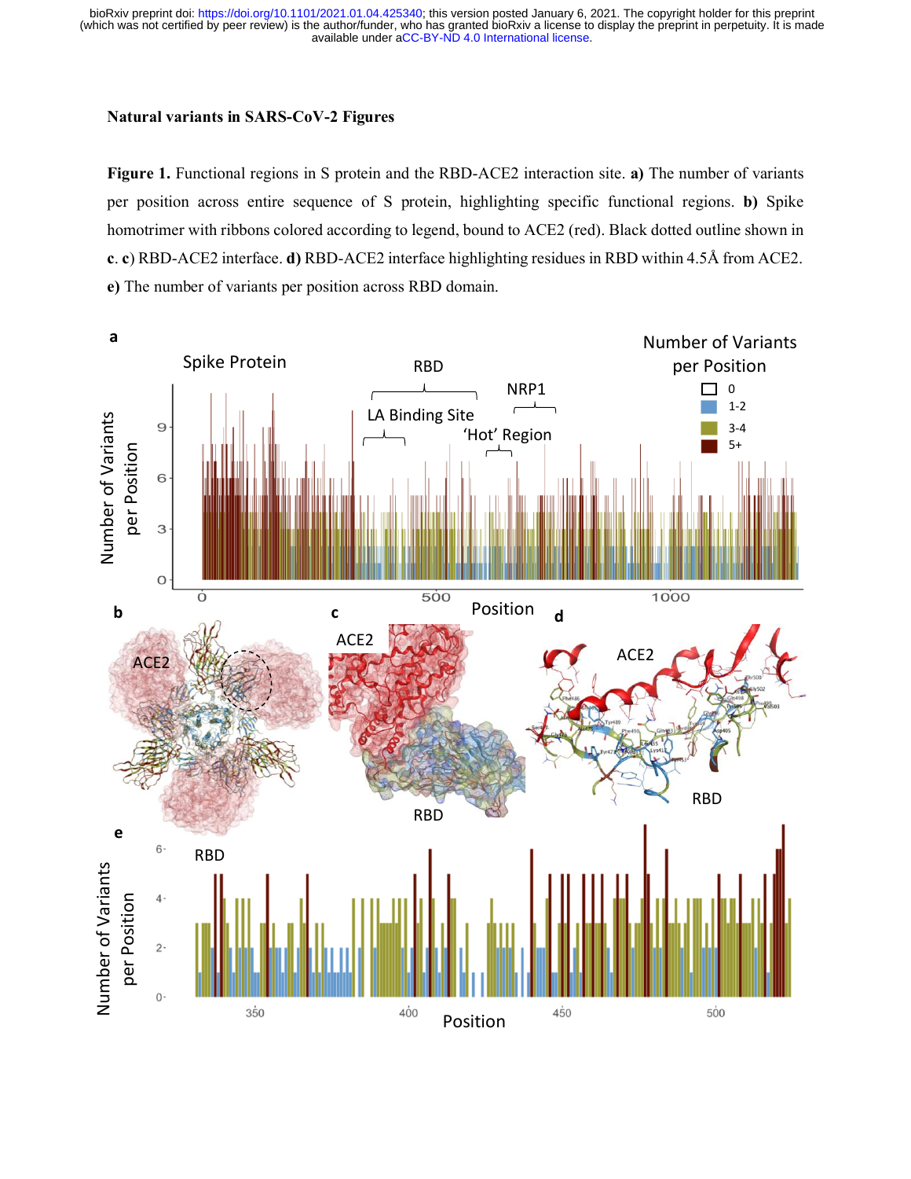**Natural variants in SARS-CoV-2 Figures**

**Figure 1.** Functional regions in S protein and the RBD-ACE2 interaction site. **a)** The number of variants per position across entire sequence of S protein, highlighting specific functional regions. **b)** Spike homotrimer with ribbons colored according to legend, bound to ACE2 (red). Black dotted outline shown in **c**. **c)** RBD-ACE2 interface. **d)** RBD-ACE2 interface highlighting residues in RBD within 4.5Å from ACE2. **e)** The number of variants per position across RBD domain.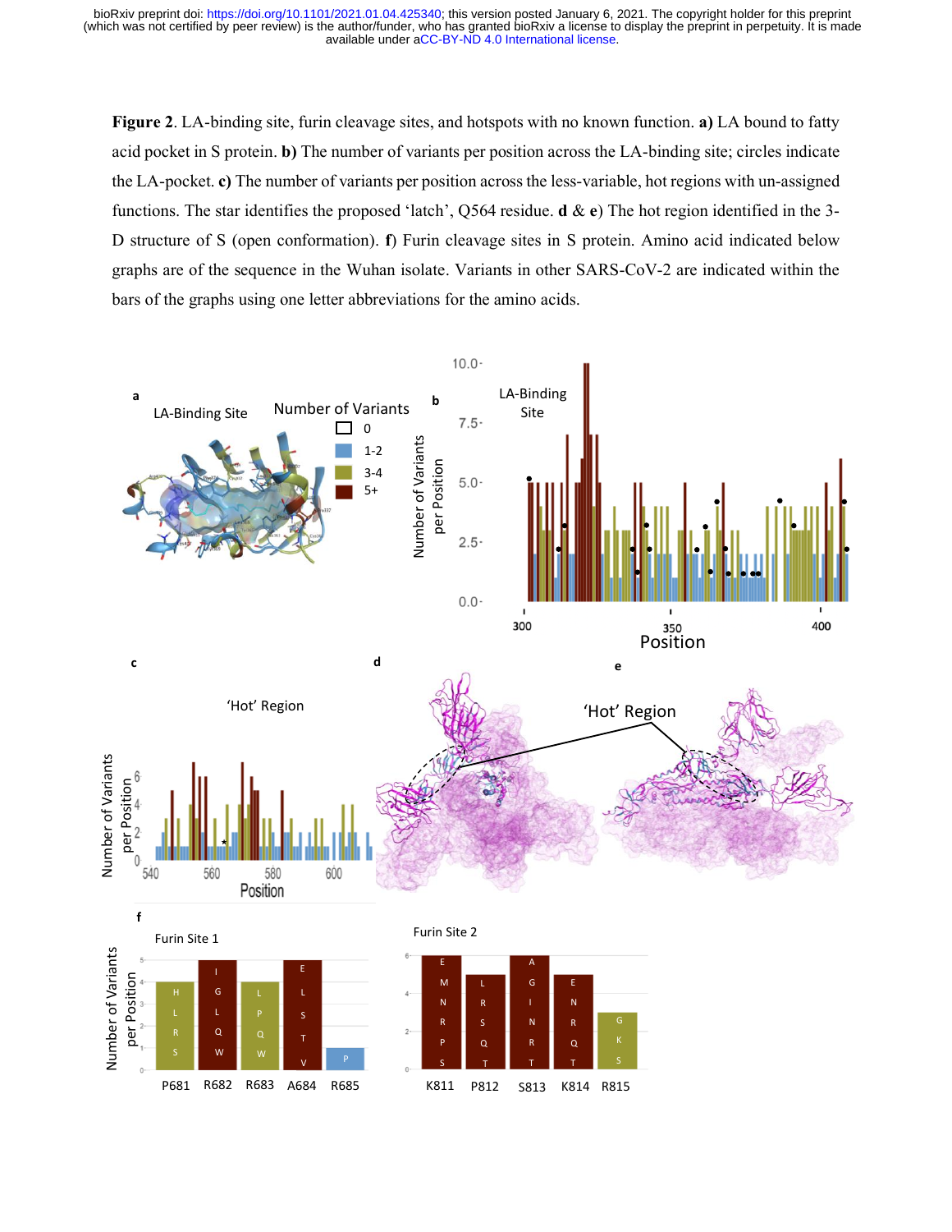**Figure 2**. LA-binding site, furin cleavage sites, and hotspots with no known function. **a)** LA bound to fatty acid pocket in S protein. **b)** The number of variants per position across the LA-binding site; circles indicate the LA-pocket. **c)** The number of variants per position across the less-variable, hot regions with un-assigned functions. The star identifies the proposed 'latch', Q564 residue. **d** & **e**) The hot region identified in the 3-D structure of S (open conformation). **f**) Furin cleavage sites in S protein. Amino acid indicated below graphs are of the sequence in the Wuhan isolate. Variants in other SARS-CoV-2 are indicated within the bars of the graphs using one letter abbreviations for the amino acids.

a

LA-Binding Site

Number of Variants

0

1-2

3-4

5+

b

LA-Binding Site

Number of Variants per Position

0.0

2.5

5.0

7.5

10.0

300

350

400

Position

c

'Hot' Region

Number of Variants per Position

0

2

4

6

540

560

580

600

Position

d

e

'Hot' Region

f

Furin Site 1

Number of Variants per Position

H L R S

I G L Q W

L P Q W

E L S T V

P

P681 R682 R683 A684 R685

Furin Site 2

E M N R P S

L R S Q T

A G I N R T

E N R Q T

G K S

K811 P812 S813 K814 R815